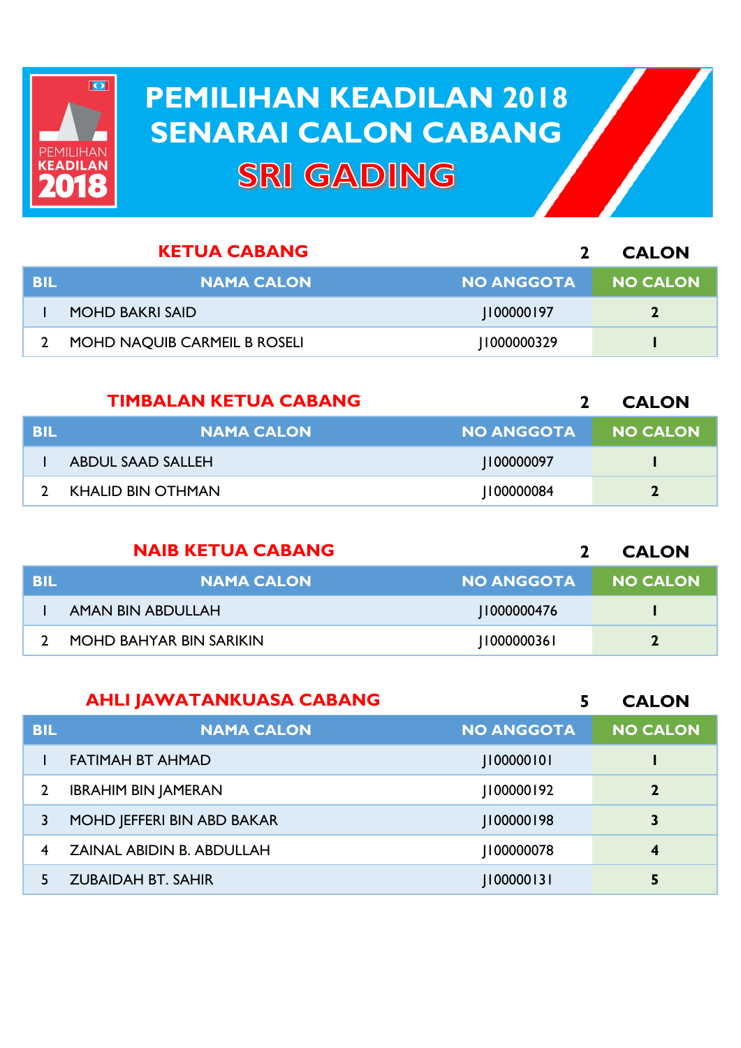# PEMILIHAN KEADILAN 2018
# SENARAI CALON CABANG
## SRI GADING

### KETUA CABANG — 2 CALON

| BIL | NAMA CALON | NO ANGGOTA | NO CALON |
|---|---|---|---|
| 1 | MOHD BAKRI SAID | J100000197 | 2 |
| 2 | MOHD NAQUIB CARMEIL B ROSELI | J1000000329 | 1 |

### TIMBALAN KETUA CABANG — 2 CALON

| BIL | NAMA CALON | NO ANGGOTA | NO CALON |
|---|---|---|---|
| 1 | ABDUL SAAD SALLEH | J100000097 | 1 |
| 2 | KHALID BIN OTHMAN | J100000084 | 2 |

### NAIB KETUA CABANG — 2 CALON

| BIL | NAMA CALON | NO ANGGOTA | NO CALON |
|---|---|---|---|
| 1 | AMAN BIN ABDULLAH | J1000000476 | 1 |
| 2 | MOHD BAHYAR BIN SARIKIN | J1000000361 | 2 |

### AHLI JAWATANKUASA CABANG — 5 CALON

| BIL | NAMA CALON | NO ANGGOTA | NO CALON |
|---|---|---|---|
| 1 | FATIMAH BT AHMAD | J100000101 | 1 |
| 2 | IBRAHIM BIN JAMERAN | J100000192 | 2 |
| 3 | MOHD JEFFERI BIN ABD BAKAR | J100000198 | 3 |
| 4 | ZAINAL ABIDIN B. ABDULLAH | J100000078 | 4 |
| 5 | ZUBAIDAH BT. SAHIR | J100000131 | 5 |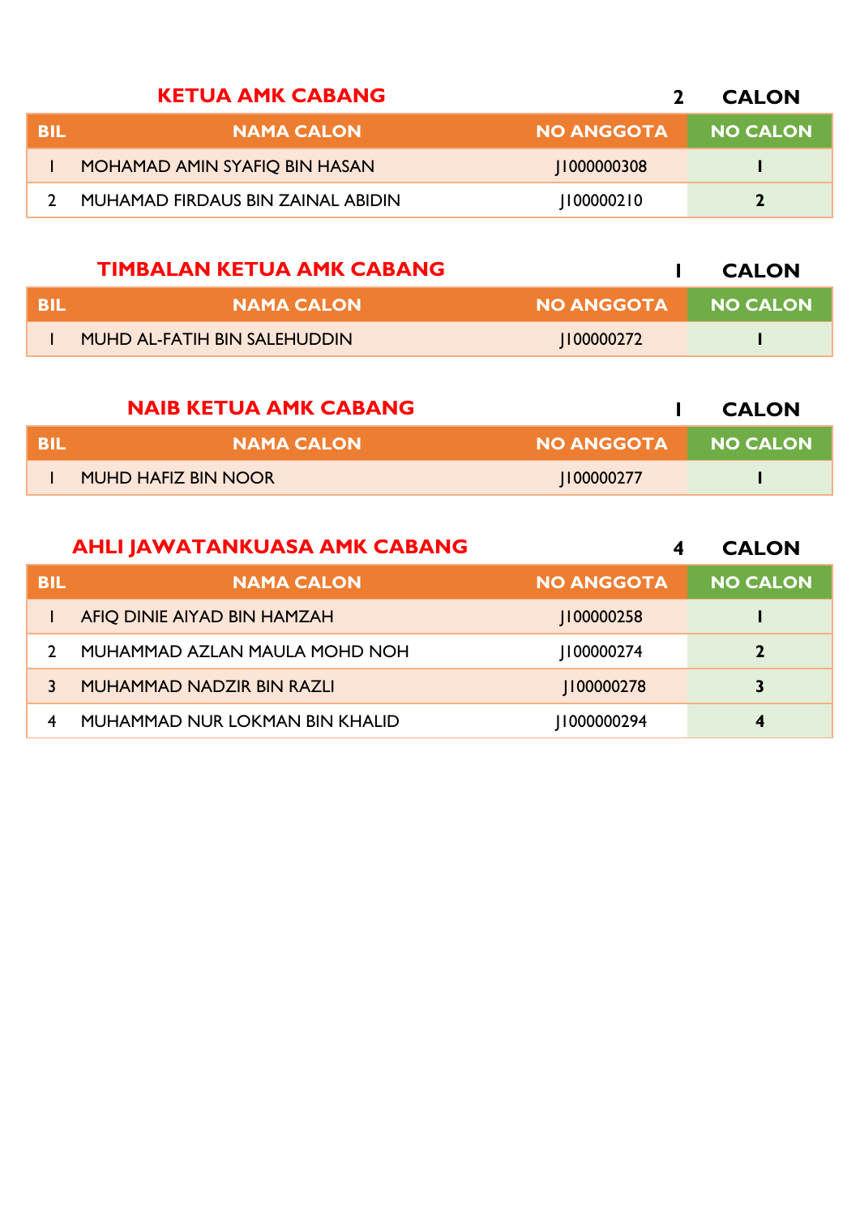## KETUA AMK CABANG — 2 CALON

| BIL | NAMA CALON | NO ANGGOTA | NO CALON |
|---|---|---|---|
| 1 | MOHAMAD AMIN SYAFIQ BIN HASAN | J1000000308 | 1 |
| 2 | MUHAMAD FIRDAUS BIN ZAINAL ABIDIN | J100000210 | 2 |

## TIMBALAN KETUA AMK CABANG — 1 CALON

| BIL | NAMA CALON | NO ANGGOTA | NO CALON |
|---|---|---|---|
| 1 | MUHD AL-FATIH BIN SALEHUDDIN | J100000272 | 1 |

## NAIB KETUA AMK CABANG — 1 CALON

| BIL | NAMA CALON | NO ANGGOTA | NO CALON |
|---|---|---|---|
| 1 | MUHD HAFIZ BIN NOOR | J100000277 | 1 |

## AHLI JAWATANKUASA AMK CABANG — 4 CALON

| BIL | NAMA CALON | NO ANGGOTA | NO CALON |
|---|---|---|---|
| 1 | AFIQ DINIE AIYAD BIN HAMZAH | J100000258 | 1 |
| 2 | MUHAMMAD AZLAN MAULA MOHD NOH | J100000274 | 2 |
| 3 | MUHAMMAD NADZIR BIN RAZLI | J100000278 | 3 |
| 4 | MUHAMMAD NUR LOKMAN BIN KHALID | J1000000294 | 4 |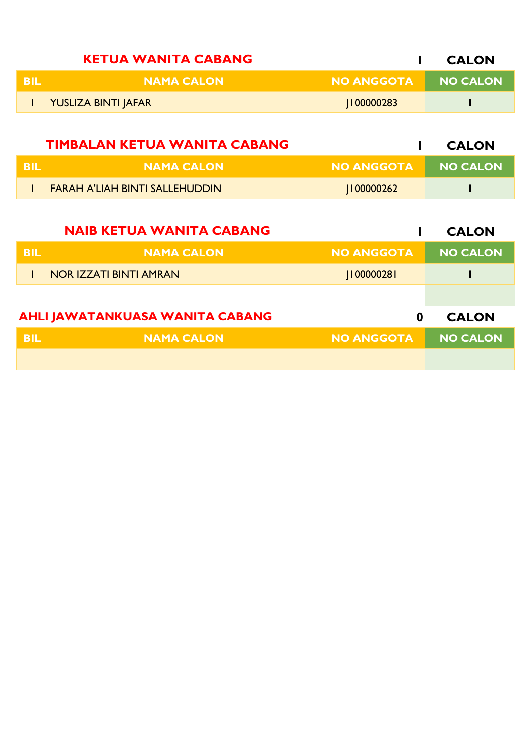## KETUA WANITA CABANG

**1 CALON**

| BIL | NAMA CALON | NO ANGGOTA | NO CALON |
|---|---|---|---|
| 1 | YUSLIZA BINTI JAFAR | J100000283 | 1 |

## TIMBALAN KETUA WANITA CABANG

**1 CALON**

| BIL | NAMA CALON | NO ANGGOTA | NO CALON |
|---|---|---|---|
| 1 | FARAH A'LIAH BINTI SALLEHUDDIN | J100000262 | 1 |

## NAIB KETUA WANITA CABANG

**1 CALON**

| BIL | NAMA CALON | NO ANGGOTA | NO CALON |
|---|---|---|---|
| 1 | NOR IZZATI BINTI AMRAN | J100000281 | 1 |

## AHLI JAWATANKUASA WANITA CABANG

**0 CALON**

| BIL | NAMA CALON | NO ANGGOTA | NO CALON |
|---|---|---|---|
| | | | |